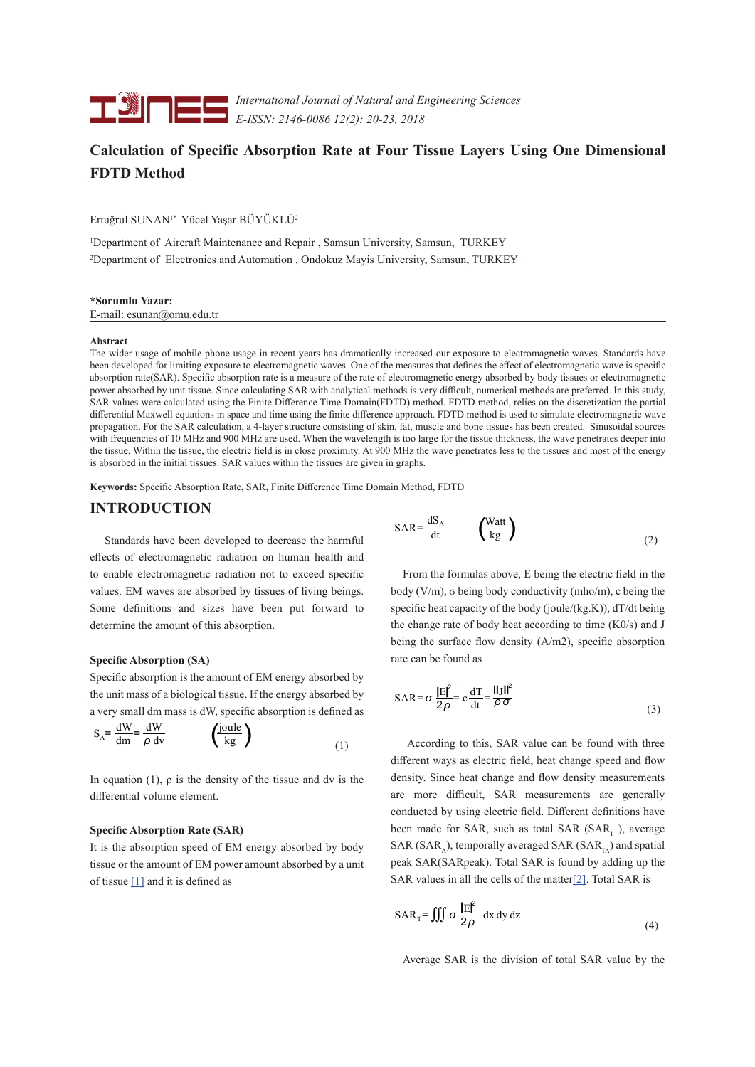# Calculation of Specific Absorption Rate at Four Tissue Layers Using One Dimensional FDTD Method

Ertuğrul SUNAN[1*] Yücel Yaşar BÜYÜKLÜ[2]

[1]Department of Aircraft Maintenance and Repair , Samsun University, Samsun, TURKEY
[2]Department of Electronics and Automation , Ondokuz Mayis University, Samsun, TURKEY

**\*Sorumlu Yazar:**
E-mail: esunan@omu.edu.tr

**Abstract**

The wider usage of mobile phone usage in recent years has dramatically increased our exposure to electromagnetic waves. Standards have been developed for limiting exposure to electromagnetic waves. One of the measures that defines the effect of electromagnetic wave is specific absorption rate(SAR). Specific absorption rate is a measure of the rate of electromagnetic energy absorbed by body tissues or electromagnetic power absorbed by unit tissue. Since calculating SAR with analytical methods is very difficult, numerical methods are preferred. In this study, SAR values were calculated using the Finite Difference Time Domain(FDTD) method. FDTD method, relies on the discretization the partial differential Maxwell equations in space and time using the finite difference approach. FDTD method is used to simulate electromagnetic wave propagation. For the SAR calculation, a 4-layer structure consisting of skin, fat, muscle and bone tissues has been created. Sinusoidal sources with frequencies of 10 MHz and 900 MHz are used. When the wavelength is too large for the tissue thickness, the wave penetrates deeper into the tissue. Within the tissue, the electric field is in close proximity. At 900 MHz the wave penetrates less to the tissues and most of the energy is absorbed in the initial tissues. SAR values within the tissues are given in graphs.

**Keywords:** Specific Absorption Rate, SAR, Finite Difference Time Domain Method, FDTD

## INTRODUCTION

Standards have been developed to decrease the harmful effects of electromagnetic radiation on human health and to enable electromagnetic radiation not to exceed specific values. EM waves are absorbed by tissues of living beings. Some definitions and sizes have been put forward to determine the amount of this absorption.

### Specific Absorption (SA)

Specific absorption is the amount of EM energy absorbed by the unit mass of a biological tissue. If the energy absorbed by a very small dm mass is dW, specific absorption is defined as

$$S_A = \frac{dW}{dm} = \frac{dW}{\rho\, dv} \qquad \left(\frac{\text{joule}}{\text{kg}}\right) \tag{1}$$

In equation (1), ρ is the density of the tissue and dv is the differential volume element.

### Specific Absorption Rate (SAR)

It is the absorption speed of EM energy absorbed by body tissue or the amount of EM power amount absorbed by a unit of tissue [1] and it is defined as

$$SAR = \frac{dS_A}{dt} \qquad \left(\frac{\text{Watt}}{\text{kg}}\right) \tag{2}$$

From the formulas above, E being the electric field in the body (V/m), σ being body conductivity (mho/m), c being the specific heat capacity of the body (joule/(kg.K)), dT/dt being the change rate of body heat according to time (K0/s) and J being the surface flow density (A/m2), specific absorption rate can be found as

$$SAR = \sigma\frac{|E|^2}{2\rho} = c\frac{dT}{dt} = \frac{\|J\|^2}{\rho\sigma} \tag{3}$$

According to this, SAR value can be found with three different ways as electric field, heat change speed and flow density. Since heat change and flow density measurements are more difficult, SAR measurements are generally conducted by using electric field. Different definitions have been made for SAR, such as total SAR ($SAR_T$ ), average SAR ($SAR_A$), temporally averaged SAR ($SAR_{TA}$) and spatial peak SAR(SARpeak). Total SAR is found by adding up the SAR values in all the cells of the matter[2]. Total SAR is

$$SAR_T = \iiint \sigma\frac{|E|^2}{2\rho}\, dx\, dy\, dz \tag{4}$$

Average SAR is the division of total SAR value by the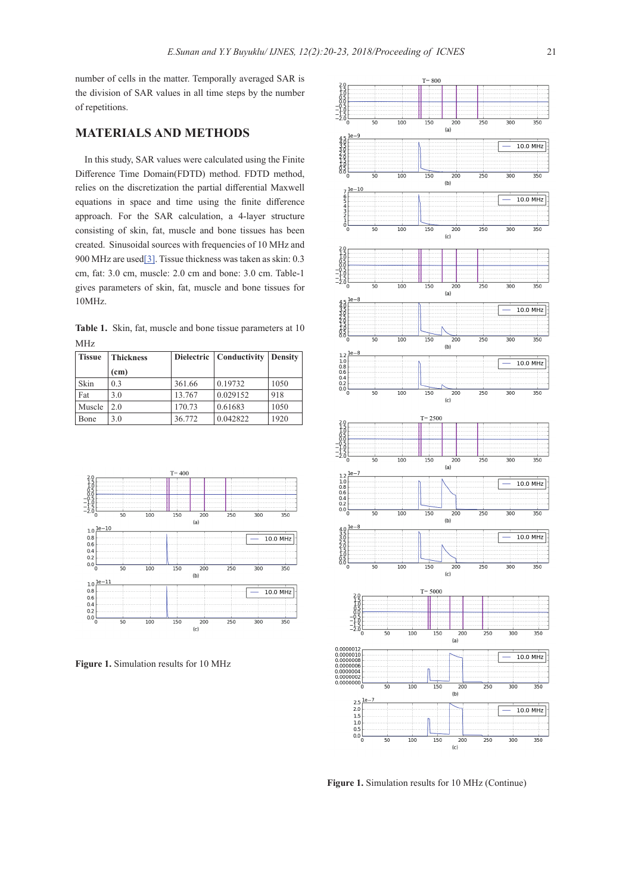number of cells in the matter. Temporally averaged SAR is the division of SAR values in all time steps by the number of repetitions.

## MATERIALS AND METHODS

In this study, SAR values were calculated using the Finite Difference Time Domain(FDTD) method. FDTD method, relies on the discretization the partial differential Maxwell equations in space and time using the finite difference approach. For the SAR calculation, a 4-layer structure consisting of skin, fat, muscle and bone tissues has been created. Sinusoidal sources with frequencies of 10 MHz and 900 MHz are used[3]. Tissue thickness was taken as skin: 0.3 cm, fat: 3.0 cm, muscle: 2.0 cm and bone: 3.0 cm. Table-1 gives parameters of skin, fat, muscle and bone tissues for 10MHz.

**Table 1.** Skin, fat, muscle and bone tissue parameters at 10 MHz

| Tissue | Thickness (cm) | Dielectric | Conductivity | Density |
|---|---|---|---|---|
| Skin | 0.3 | 361.66 | 0.19732 | 1050 |
| Fat | 3.0 | 13.767 | 0.029152 | 918 |
| Muscle | 2.0 | 170.73 | 0.61683 | 1050 |
| Bone | 3.0 | 36.772 | 0.042822 | 1920 |

**Figure 1.** Simulation results for 10 MHz

**Figure 1.** Simulation results for 10 MHz (Continue)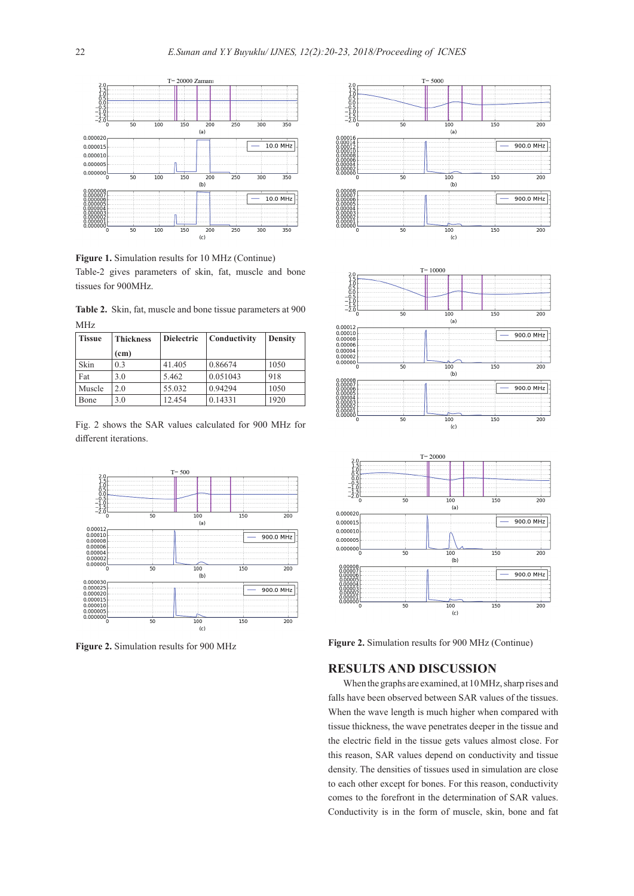**Figure 1.** Simulation results for 10 MHz (Continue)

Table-2 gives parameters of skin, fat, muscle and bone tissues for 900MHz.

**Table 2.** Skin, fat, muscle and bone tissue parameters at 900 MHz

| Tissue | Thickness (cm) | Dielectric | Conductivity | Density |
|---|---|---|---|---|
| Skin | 0.3 | 41.405 | 0.86674 | 1050 |
| Fat | 3.0 | 5.462 | 0.051043 | 918 |
| Muscle | 2.0 | 55.032 | 0.94294 | 1050 |
| Bone | 3.0 | 12.454 | 0.14331 | 1920 |

Fig. 2 shows the SAR values calculated for 900 MHz for different iterations.

**Figure 2.** Simulation results for 900 MHz

**Figure 2.** Simulation results for 900 MHz (Continue)

## RESULTS AND DISCUSSION

When the graphs are examined, at 10 MHz, sharp rises and falls have been observed between SAR values of the tissues. When the wave length is much higher when compared with tissue thickness, the wave penetrates deeper in the tissue and the electric field in the tissue gets values almost close. For this reason, SAR values depend on conductivity and tissue density. The densities of tissues used in simulation are close to each other except for bones. For this reason, conductivity comes to the forefront in the determination of SAR values. Conductivity is in the form of muscle, skin, bone and fat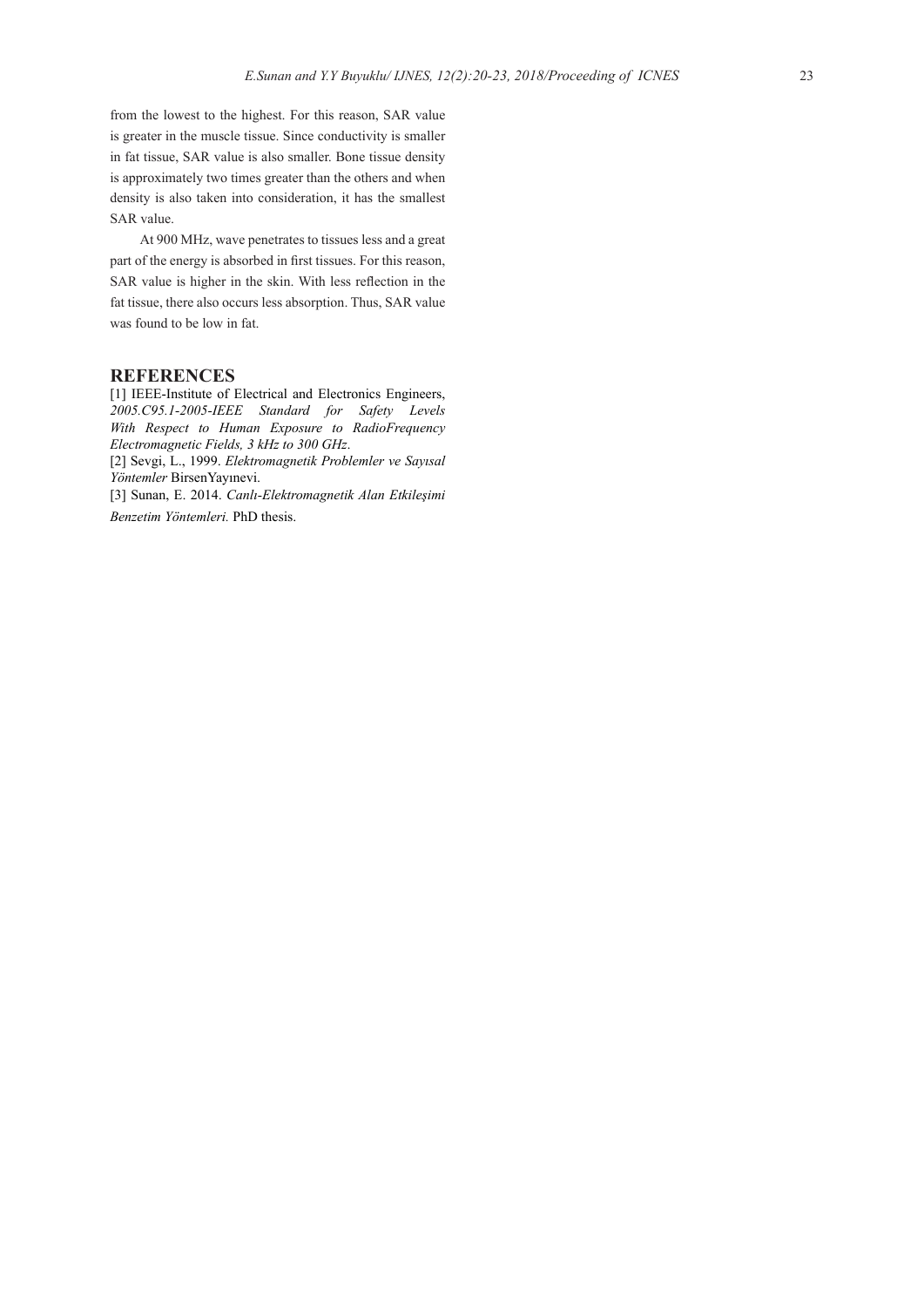from the lowest to the highest. For this reason, SAR value is greater in the muscle tissue. Since conductivity is smaller in fat tissue, SAR value is also smaller. Bone tissue density is approximately two times greater than the others and when density is also taken into consideration, it has the smallest SAR value.

At 900 MHz, wave penetrates to tissues less and a great part of the energy is absorbed in first tissues. For this reason, SAR value is higher in the skin. With less reflection in the fat tissue, there also occurs less absorption. Thus, SAR value was found to be low in fat.

## REFERENCES

[1] IEEE-Institute of Electrical and Electronics Engineers, *2005.C95.1-2005-IEEE Standard for Safety Levels With Respect to Human Exposure to RadioFrequency Electromagnetic Fields, 3 kHz to 300 GHz*.

[2] Sevgi, L., 1999. *Elektromagnetik Problemler ve Sayısal Yöntemler* BirsenYayınevi.

[3] Sunan, E. 2014. *Canlı-Elektromagnetik Alan Etkileşimi Benzetim Yöntemleri.* PhD thesis.